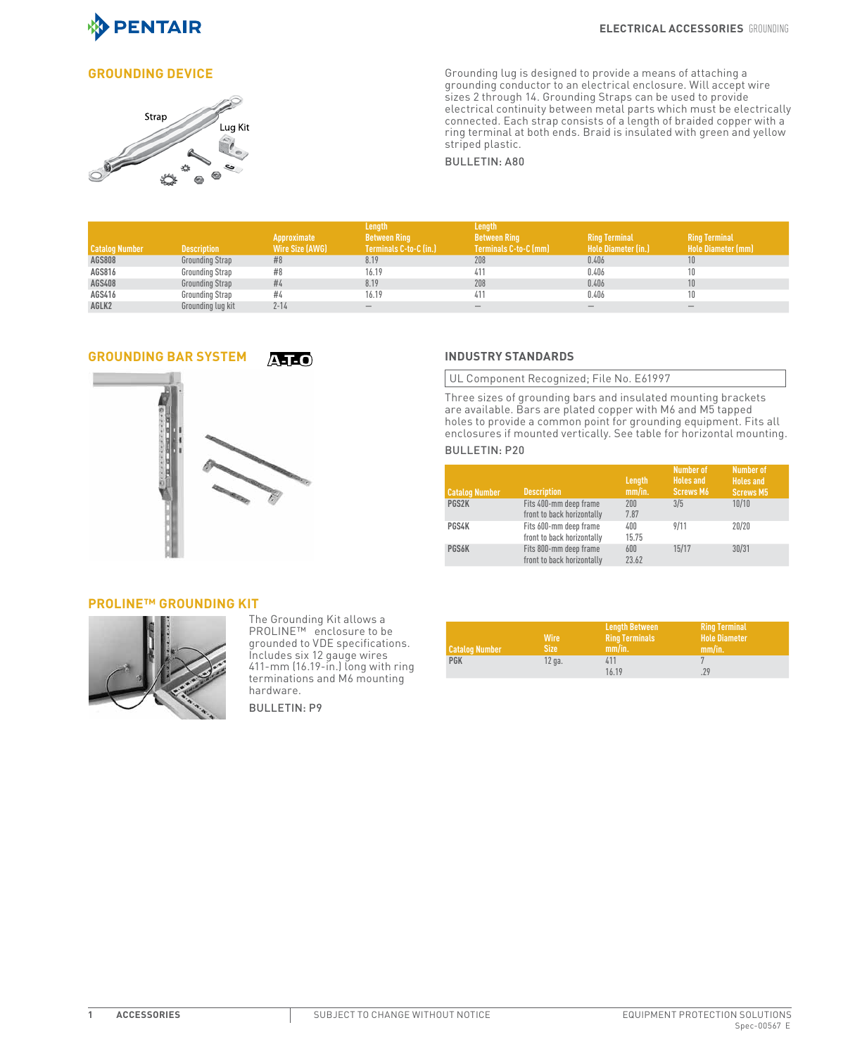## GROUNDING DEVICE

Grounding lug is designed to provide a means of attaching a grounding conductor to an electrical enclosure. Will accept wire sizes 2 through 14. Grounding Straps can be used to provide electrical continuity between metal parts which must be electrically connected. Each strap consists of a length of braided copper with a ring terminal at both ends. Braid is insulated with green and yellow striped plastic.

BULLETIN: A80

| Catalog Number | Description | Approximate Wire Size (AWG) | Length Between Ring Terminals C-to-C (in.) | Length Between Ring Terminals C-to-C (mm) | Ring Terminal Hole Diameter (in.) | Ring Terminal Hole Diameter (mm) |
|---|---|---|---|---|---|---|
| AGS808 | Grounding Strap | #8 | 8.19 | 208 | 0.406 | 10 |
| AGS816 | Grounding Strap | #8 | 16.19 | 411 | 0.406 | 10 |
| AGS408 | Grounding Strap | #4 | 8.19 | 208 | 0.406 | 10 |
| AGS416 | Grounding Strap | #4 | 16.19 | 411 | 0.406 | 10 |
| AGLK2 | Grounding lug kit | 2-14 | — | — | — | — |

## GROUNDING BAR SYSTEM

A-T-O

### INDUSTRY STANDARDS

UL Component Recognized; File No. E61997

Three sizes of grounding bars and insulated mounting brackets are available. Bars are plated copper with M6 and M5 tapped holes to provide a common point for grounding equipment. Fits all enclosures if mounted vertically. See table for horizontal mounting.

BULLETIN: P20

| Catalog Number | Description | Length mm/in. | Number of Holes and Screws M6 | Number of Holes and Screws M5 |
|---|---|---|---|---|
| PGS2K | Fits 400-mm deep frame front to back horizontally | 200<br>7.87 | 3/5 | 10/10 |
| PGS4K | Fits 600-mm deep frame front to back horizontally | 400<br>15.75 | 9/11 | 20/20 |
| PGS6K | Fits 800-mm deep frame front to back horizontally | 600<br>23.62 | 15/17 | 30/31 |

## PROLINE™ GROUNDING KIT

The Grounding Kit allows a PROLINE™ enclosure to be grounded to VDE specifications. Includes six 12 gauge wires 411-mm (16.19-in.) long with ring terminations and M6 mounting hardware.

BULLETIN: P9

| Catalog Number | Wire Size | Length Between Ring Terminals mm/in. | Ring Terminal Hole Diameter mm/in. |
|---|---|---|---|
| PGK | 12 ga. | 411<br>16.19 | 7<br>.29 |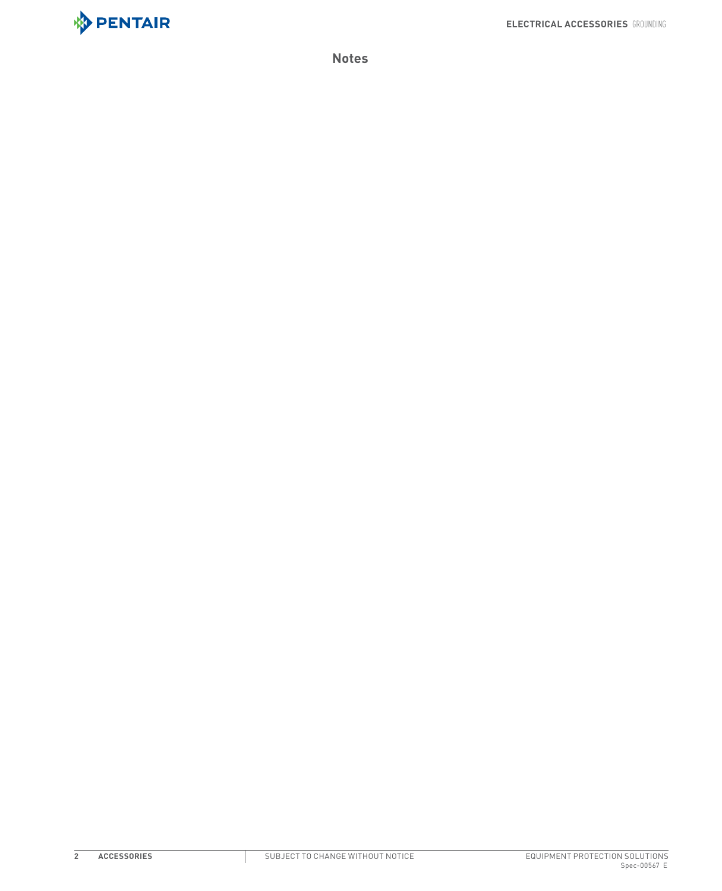## Notes